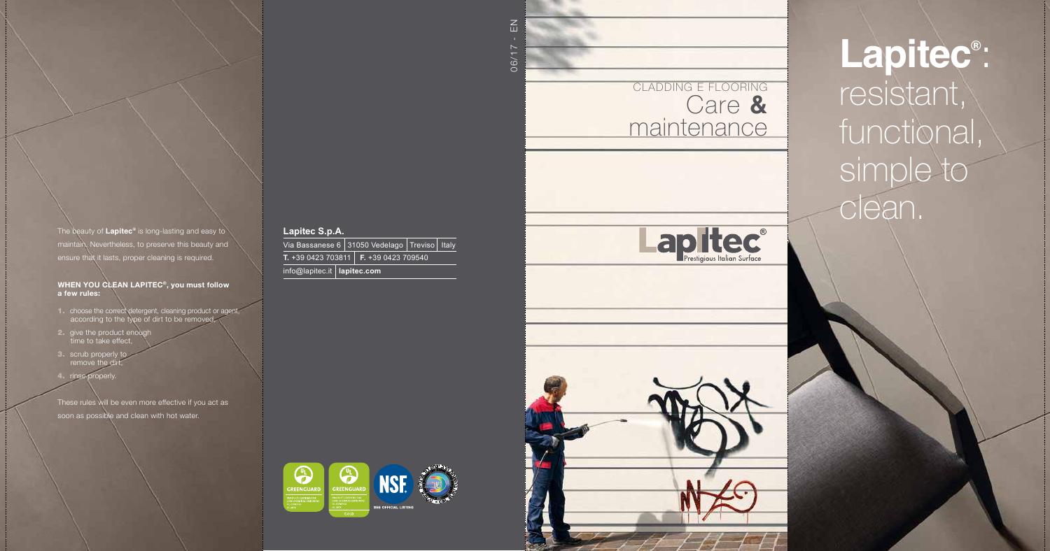The beauty of **Lapitec®** is long-lasting and easy to maintain. Nevertheless, to preserve this beauty and ensure that it lasts, proper cleaning is required.

**WHEN YOU CLEAN LAPITEC®, you must follow a few rules:**

1. choose the correct detergent, cleaning product or agent, according to the type of dirt to be removed,
2. give the product enough time to take effect,
3. scrub properly to remove the dirt,
4. rinse properly.

These rules will be even more effective if you act as soon as possible and clean with hot water.

**Lapitec S.p.A.**

Via Bassanese 6 | 31050 Vedelago | Treviso | Italy
**T.** +39 0423 703811 | **F.** +39 0423 709540
info@lapitec.it | **lapitec.com**

06/17 - EN

CLADDING E FLOORING
# Care & maintenance

Lapitec® Prestigious Italian Surface

# Lapitec®: resistant, functional, simple to clean.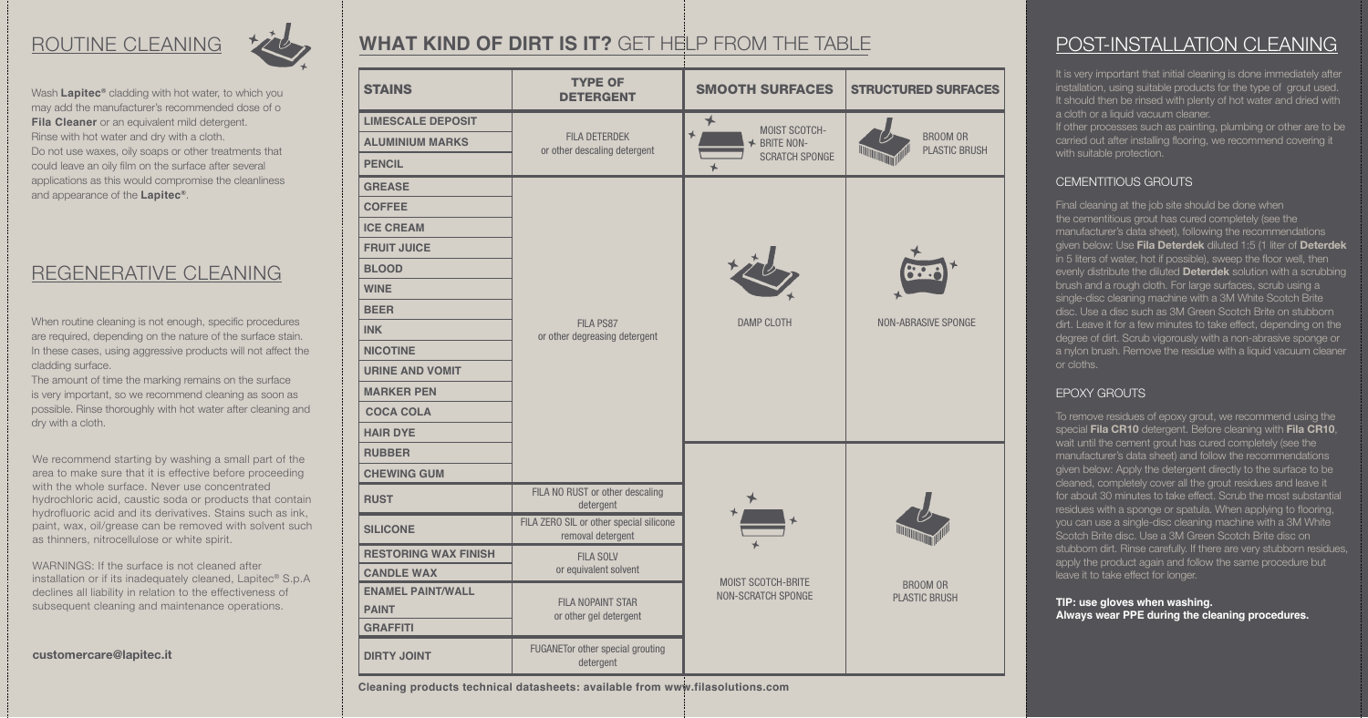## ROUTINE CLEANING

Wash **Lapitec®** cladding with hot water, to which you may add the manufacturer's recommended dose of o **Fila Cleaner** or an equivalent mild detergent. Rinse with hot water and dry with a cloth. Do not use waxes, oily soaps or other treatments that could leave an oily film on the surface after several applications as this would compromise the cleanliness and appearance of the **Lapitec®**.

## REGENERATIVE CLEANING

When routine cleaning is not enough, specific procedures are required, depending on the nature of the surface stain. In these cases, using aggressive products will not affect the cladding surface.
The amount of time the marking remains on the surface is very important, so we recommend cleaning as soon as possible. Rinse thoroughly with hot water after cleaning and dry with a cloth.

We recommend starting by washing a small part of the area to make sure that it is effective before proceeding with the whole surface. Never use concentrated hydrochloric acid, caustic soda or products that contain hydrofluoric acid and its derivatives. Stains such as ink, paint, wax, oil/grease can be removed with solvent such as thinners, nitrocellulose or white spirit.

WARNINGS: If the surface is not cleaned after installation or if its inadequately cleaned, Lapitec® S.p.A declines all liability in relation to the effectiveness of subsequent cleaning and maintenance operations.

**customercare@lapitec.it**

## WHAT KIND OF DIRT IS IT? GET HELP FROM THE TABLE

| STAINS | TYPE OF DETERGENT | SMOOTH SURFACES | STRUCTURED SURFACES |
|---|---|---|---|
| LIMESCALE DEPOSIT | FILA DETERDEK or other descaling detergent | MOIST SCOTCH-BRITE NON-SCRATCH SPONGE | BROOM OR PLASTIC BRUSH |
| ALUMINIUM MARKS | | | |
| PENCIL | | | |
| GREASE | FILA PS87 or other degreasing detergent | DAMP CLOTH | NON-ABRASIVE SPONGE |
| COFFEE | | | |
| ICE CREAM | | | |
| FRUIT JUICE | | | |
| BLOOD | | | |
| WINE | | | |
| BEER | | | |
| INK | | | |
| NICOTINE | | | |
| URINE AND VOMIT | | | |
| MARKER PEN | | | |
| COCA COLA | | | |
| HAIR DYE | | | |
| RUBBER | | MOIST SCOTCH-BRITE NON-SCRATCH SPONGE | BROOM OR PLASTIC BRUSH |
| CHEWING GUM | | | |
| RUST | FILA NO RUST or other descaling detergent | | |
| SILICONE | FILA ZERO SIL or other special silicone removal detergent | | |
| RESTORING WAX FINISH | FILA SOLV or equivalent solvent | | |
| CANDLE WAX | | | |
| ENAMEL PAINT/WALL | FILA NOPAINT STAR or other gel detergent | | |
| PAINT | | | |
| GRAFFITI | | | |
| DIRTY JOINT | FUGANETor other special grouting detergent | | |

**Cleaning products technical datasheets: available from www.filasolutions.com**

## POST-INSTALLATION CLEANING

It is very important that initial cleaning is done immediately after installation, using suitable products for the type of grout used. It should then be rinsed with plenty of hot water and dried with a cloth or a liquid vacuum cleaner.
If other processes such as painting, plumbing or other are to be carried out after installing flooring, we recommend covering it with suitable protection.

### CEMENTITIOUS GROUTS

Final cleaning at the job site should be done when the cementitious grout has cured completely (see the manufacturer's data sheet), following the recommendations given below: Use **Fila Deterdek** diluted 1:5 (1 liter of **Deterdek** in 5 liters of water, hot if possible), sweep the floor well, then evenly distribute the diluted **Deterdek** solution with a scrubbing brush and a rough cloth. For large surfaces, scrub using a single-disc cleaning machine with a 3M White Scotch Brite disc. Use a disc such as 3M Green Scotch Brite on stubborn dirt. Leave it for a few minutes to take effect, depending on the degree of dirt. Scrub vigorously with a non-abrasive sponge or a nylon brush. Remove the residue with a liquid vacuum cleaner or cloths.

### EPOXY GROUTS

To remove residues of epoxy grout, we recommend using the special **Fila CR10** detergent. Before cleaning with **Fila CR10**, wait until the cement grout has cured completely (see the manufacturer's data sheet) and follow the recommendations given below: Apply the detergent directly to the surface to be cleaned, completely cover all the grout residues and leave it for about 30 minutes to take effect. Scrub the most substantial residues with a sponge or spatula. When applying to flooring, you can use a single-disc cleaning machine with a 3M White Scotch Brite disc. Use a 3M Green Scotch Brite disc on stubborn dirt. Rinse carefully. If there are very stubborn residues, apply the product again and follow the same procedure but leave it to take effect for longer.

**TIP: use gloves when washing.**
**Always wear PPE during the cleaning procedures.**